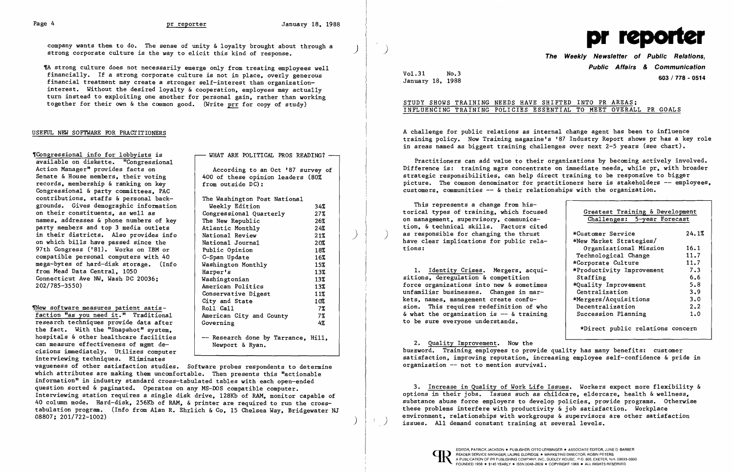company wants them to do. The sense of unity & loyalty brought about through a strong corporate culture is the way to elicit this kind of response.

¶A strong culture does not necessarily emerge only from treating employees well financially. If a strong corporate culture is not in place, overly generous financial treatment may create a stronger self-interest than organization-interest. Without the desired loyalty & cooperation, employees may actually turn instead to exploiting one another for personal gain, rather than working together for their own & the common good. (Write prr for copy of study)

## USEFUL NEW SOFTWARE FOR PRACTITIONERS

¶Congressional info for lobbyists is available on diskette. "Congressional Action Manager" provides facts on Senate & House members, their voting records, membership & ranking on key Congressional & party committees, PAC contributions, staffs & personal backgrounds. Gives demographic information on their constituents, as well as names, addresses & phone numbers of key party members and top 3 media outlets in their districts. Also provides info on which bills have passed since the 97th Congress ('81). Works on IBM or compatible personal computers with 40 mega-bytes of hard-disk storage. (Info from Mead Data Central, 1050 Connecticut Ave NW, Wash DC 20036; 202/785-3550)

**WHAT ARE POLITICAL PROS READING?**

According to an Oct '87 survey of 400 of these opinion leaders (80% from outside DC):

| Publication | % |
|---|---|
| The Washington Post National Weekly Edition | 34% |
| Congressional Quarterly | 27% |
| The New Republic | 26% |
| Atlantic Monthly | 24% |
| National Review | 21% |
| National Journal | 20% |
| Public Opinion | 18% |
| C-Span Update | 16% |
| Washington Monthly | 15% |
| Harper's | 13% |
| Washingtonian | 13% |
| American Politics | 13% |
| Conservative Digest | 11% |
| City and State | 10% |
| Roll Call | 7% |
| American City and County | 7% |
| Governing | 4% |

-- Research done by Tarrance, Hill, Newport & Ryan.

¶New software measures patient satisfaction "as you need it." Traditional research techniques provide data after the fact. With the "Snapshot" system, hospitals & other healthcare facilities can measure effectiveness of mgmt decisions immediately. Utilizes computer interviewing techniques. Eliminates vagueness of other satisfaction studies. Software probes respondents to determine which attributes are making them uncomfortable. Then presents this "actionable information" in industry standard cross-tabulated tables with each open-ended question sorted & paginated. Operates on any MS-DOS compatible computer. Interviewing station requires a single disk drive, 128Kb of RAM, monitor capable of 40 column mode. Hard-disk, 256Kb of RAM, & printer are required to run the cross-tabulation program. (Info from Alan R. Ehrlich & Co, 15 Chelsea Way, Bridgewater NJ 08807; 201/722-1002)

# pr reporter

**The Weekly Newsletter of Public Relations, Public Affairs & Communication**

Vol.31 No.3
January 18, 1988

603 / 778 - 0514

## STUDY SHOWS TRAINING NEEDS HAVE SHIFTED INTO PR AREAS; INFLUENCING TRAINING POLICIES ESSENTIAL TO MEET OVERALL PR GOALS

A challenge for public relations as internal change agent has been to influence training policy. Now Training magazine's '87 Industry Report shows pr has a key role in areas named as biggest training challenges over next 2-5 years (see chart).

Practitioners can add value to their organizations by becoming actively involved. Difference is: training mgrs concentrate on immediate needs, while pr, with broader strategic responsibilities, can help direct training to be responsive to bigger picture. The common denominator for practitioners here is stakeholders -- employees, customers, communities -- & their relationships with the organization.

This represents a change from historical types of training, which focused on management, supervisory, communication, & technical skills. Factors cited as responsible for changing the thrust have clear implications for public relations:

| Greatest Training & Development Challenges: 5-year Forecast | |
|---|---|
| *Customer Service | 24.1% |
| *New Market Strategies/ Organizational Mission | 16.1 |
| Technological Change | 11.7 |
| *Corporate Culture | 11.7 |
| *Productivity Improvement | 7.3 |
| Staffing | 6.6 |
| *Quality Improvement | 5.8 |
| Centralization | 3.9 |
| *Mergers/Acquisitions | 3.0 |
| Decentralization | 2.2 |
| Succession Planning | 1.0 |

*Direct public relations concern

1. Identity Crises. Mergers, acquisitions, deregulation & competition force organizations into new & sometimes unfamiliar businesses. Changes in markets, names, management create confusion. This requires redefinition of who & what the organization is -- & training to be sure everyone understands.

2. Quality Improvement. Now the buzzword. Training employees to provide quality has many benefits: customer satisfaction, improving reputation, increasing employee self-confidence & pride in organization -- not to mention survival.

3. Increase in Quality of Work Life Issues. Workers expect more flexibility & options in their jobs. Issues such as childcare, eldercare, health & wellness, substance abuse force employers to develop policies, provide programs. Otherwise these problems interfere with productivity & job satisfaction. Workplace environment, relationships with workgroups & supervisors are other satisfaction issues. All demand constant training at several levels.

EDITOR, PATRICK JACKSON • PUBLISHER, OTTO LERBINGER • ASSOCIATE EDITOR, JUNE D. BARBER
READER SERVICE MANAGER, LAURIE ELDRIDGE • MARKETING DIRECTOR, ROBIN PETERS
A PUBLICATION OF PR PUBLISHING COMPANY, INC., DUDLEY HOUSE, P.O. 600, EXETER, N.H. 03833-0600
FOUNDED 1958 • $145 YEARLY • ISSN 0048-2609 • COPYRIGHT 1988 • ALL RIGHTS RESERVED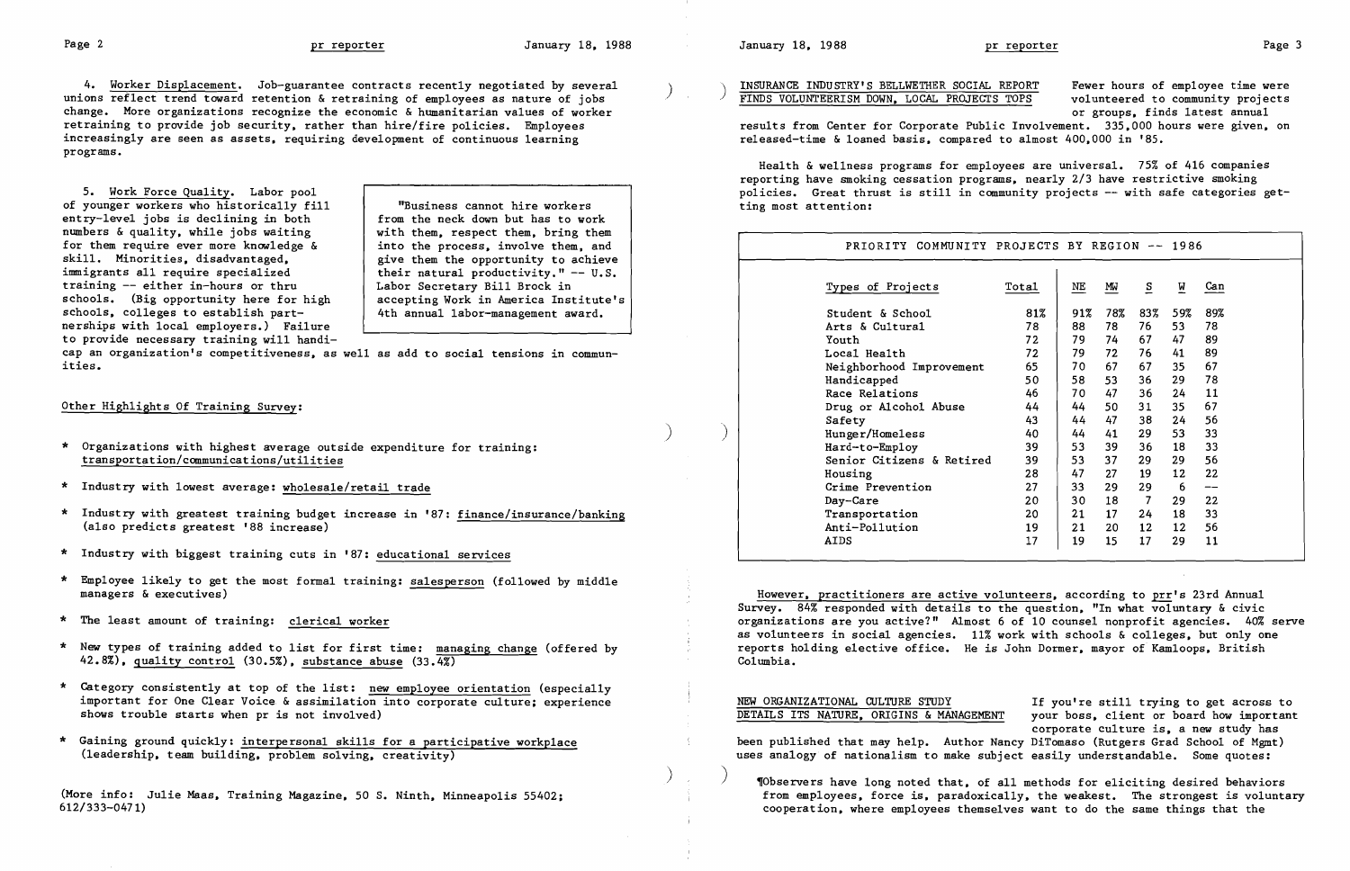4. Worker Displacement. Job-guarantee contracts recently negotiated by several unions reflect trend toward retention & retraining of employees as nature of jobs change. More organizations recognize the economic & humanitarian values of worker retraining to provide job security, rather than hire/fire policies. Employees increasingly are seen as assets, requiring development of continuous learning programs.

5. Work Force Quality. Labor pool of younger workers who historically fill entry-level jobs is declining in both numbers & quality, while jobs waiting for them require ever more knowledge & skill. Minorities, disadvantaged, immigrants all require specialized training -- either in-hours or thru schools. (Big opportunity here for high schools, colleges to establish partnerships with local employers.) Failure to provide necessary training will handicap an organization's competitiveness, as well as add to social tensions in communities.

> "Business cannot hire workers from the neck down but has to work with them, respect them, bring them into the process, involve them, and give them the opportunity to achieve their natural productivity." -- U.S. Labor Secretary Bill Brock in accepting Work in America Institute's 4th annual labor-management award.

Other Highlights Of Training Survey:

* Organizations with highest average outside expenditure for training: transportation/communications/utilities
* Industry with lowest average: wholesale/retail trade
* Industry with greatest training budget increase in '87: finance/insurance/banking (also predicts greatest '88 increase)
* Industry with biggest training cuts in '87: educational services
* Employee likely to get the most formal training: salesperson (followed by middle managers & executives)
* The least amount of training: clerical worker
* New types of training added to list for first time: managing change (offered by 42.8%), quality control (30.5%), substance abuse (33.4%)
* Category consistently at top of the list: new employee orientation (especially important for One Clear Voice & assimilation into corporate culture; experience shows trouble starts when pr is not involved)
* Gaining ground quickly: interpersonal skills for a participative workplace (leadership, team building, problem solving, creativity)

(More info: Julie Maas, Training Magazine, 50 S. Ninth, Minneapolis 55402; 612/333-0471)

INSURANCE INDUSTRY'S BELLWETHER SOCIAL REPORT FINDS VOLUNTEERISM DOWN, LOCAL PROJECTS TOPS

Fewer hours of employee time were volunteered to community projects or groups, finds latest annual results from Center for Corporate Public Involvement. 335,000 hours were given, on released-time & loaned basis, compared to almost 400,000 in '85.

Health & wellness programs for employees are universal. 75% of 416 companies reporting have smoking cessation programs, nearly 2/3 have restrictive smoking policies. Great thrust is still in community projects -- with safe categories getting most attention:

PRIORITY COMMUNITY PROJECTS BY REGION -- 1986

| Types of Projects | Total | NE | MW | S | W | Can |
|---|---|---|---|---|---|---|
| Student & School | 81% | 91% | 78% | 83% | 59% | 89% |
| Arts & Cultural | 78 | 88 | 78 | 76 | 53 | 78 |
| Youth | 72 | 79 | 74 | 67 | 47 | 89 |
| Local Health | 72 | 79 | 72 | 76 | 41 | 89 |
| Neighborhood Improvement | 65 | 70 | 67 | 67 | 35 | 67 |
| Handicapped | 50 | 58 | 53 | 36 | 29 | 78 |
| Race Relations | 46 | 70 | 47 | 36 | 24 | 11 |
| Drug or Alcohol Abuse | 44 | 44 | 50 | 31 | 35 | 67 |
| Safety | 43 | 44 | 47 | 38 | 24 | 56 |
| Hunger/Homeless | 40 | 44 | 41 | 29 | 53 | 33 |
| Hard-to-Employ | 39 | 53 | 39 | 36 | 18 | 33 |
| Senior Citizens & Retired | 39 | 53 | 37 | 29 | 29 | 56 |
| Housing | 28 | 47 | 27 | 19 | 12 | 22 |
| Crime Prevention | 27 | 33 | 29 | 29 | 6 | -- |
| Day-Care | 20 | 30 | 18 | 7 | 29 | 22 |
| Transportation | 20 | 21 | 17 | 24 | 18 | 33 |
| Anti-Pollution | 19 | 21 | 20 | 12 | 12 | 56 |
| AIDS | 17 | 19 | 15 | 17 | 29 | 11 |

However, practitioners are active volunteers, according to prr's 23rd Annual Survey. 84% responded with details to the question, "In what voluntary & civic organizations are you active?" Almost 6 of 10 counsel nonprofit agencies. 40% serve as volunteers in social agencies. 11% work with schools & colleges, but only one reports holding elective office. He is John Dormer, mayor of Kamloops, British Columbia.

NEW ORGANIZATIONAL CULTURE STUDY DETAILS ITS NATURE, ORIGINS & MANAGEMENT

If you're still trying to get across to your boss, client or board how important corporate culture is, a new study has been published that may help. Author Nancy DiTomaso (Rutgers Grad School of Mgmt) uses analogy of nationalism to make subject easily understandable. Some quotes:

¶Observers have long noted that, of all methods for eliciting desired behaviors from employees, force is, paradoxically, the weakest. The strongest is voluntary cooperation, where employees themselves want to do the same things that the